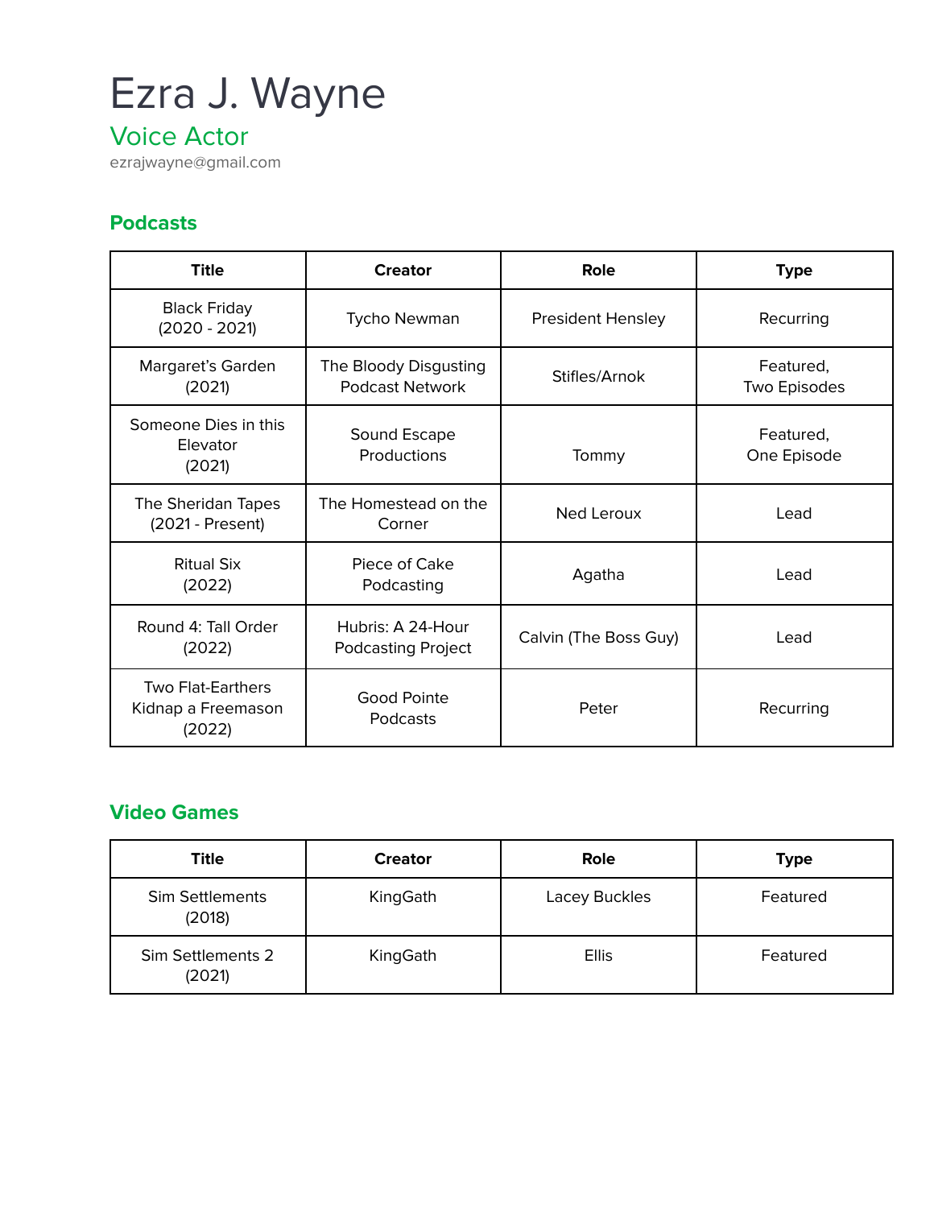# Ezra J. Wayne

## Voice Actor

ezrajwayne@gmail.com

### Podcasts

| Title | Creator | Role | Type |
| --- | --- | --- | --- |
| Black Friday (2020 - 2021) | Tycho Newman | President Hensley | Recurring |
| Margaret's Garden (2021) | The Bloody Disgusting Podcast Network | Stifles/Arnok | Featured, Two Episodes |
| Someone Dies in this Elevator (2021) | Sound Escape Productions | Tommy | Featured, One Episode |
| The Sheridan Tapes (2021 - Present) | The Homestead on the Corner | Ned Leroux | Lead |
| Ritual Six (2022) | Piece of Cake Podcasting | Agatha | Lead |
| Round 4: Tall Order (2022) | Hubris: A 24-Hour Podcasting Project | Calvin (The Boss Guy) | Lead |
| Two Flat-Earthers Kidnap a Freemason (2022) | Good Pointe Podcasts | Peter | Recurring |

### Video Games

| Title | Creator | Role | Type |
| --- | --- | --- | --- |
| Sim Settlements (2018) | KingGath | Lacey Buckles | Featured |
| Sim Settlements 2 (2021) | KingGath | Ellis | Featured |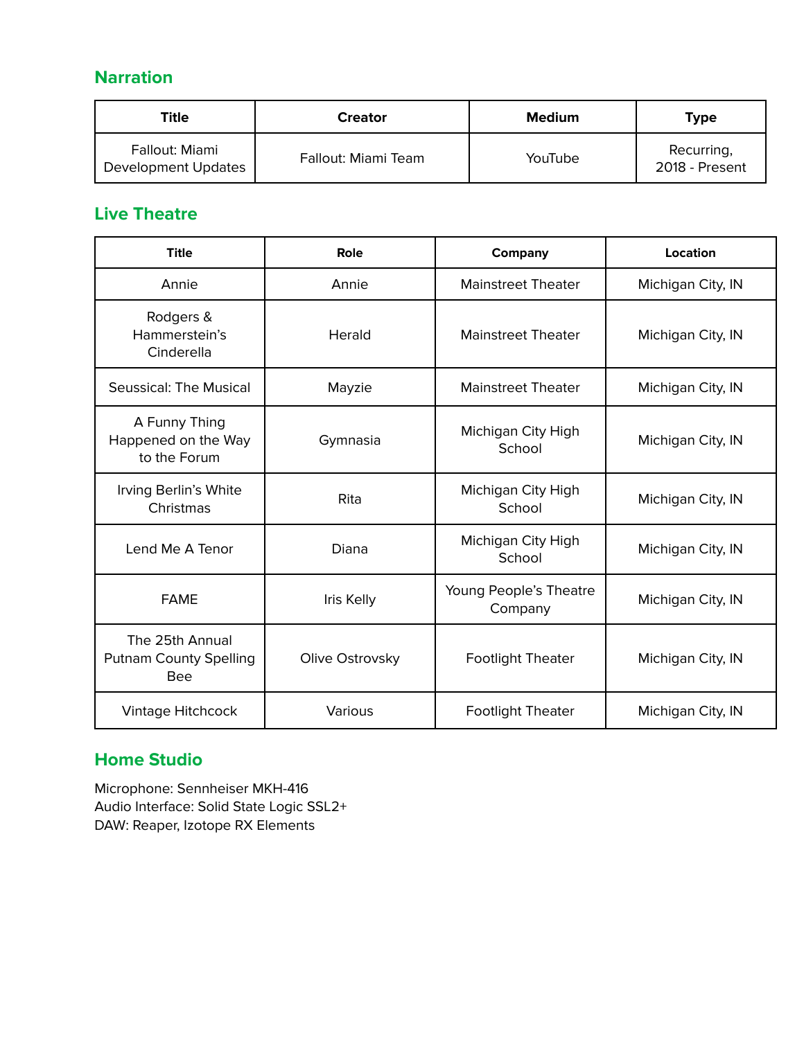## Narration

| Title | Creator | Medium | Type |
|---|---|---|---|
| Fallout: Miami Development Updates | Fallout: Miami Team | YouTube | Recurring, 2018 - Present |

## Live Theatre

| Title | Role | Company | Location |
|---|---|---|---|
| Annie | Annie | Mainstreet Theater | Michigan City, IN |
| Rodgers & Hammerstein's Cinderella | Herald | Mainstreet Theater | Michigan City, IN |
| Seussical: The Musical | Mayzie | Mainstreet Theater | Michigan City, IN |
| A Funny Thing Happened on the Way to the Forum | Gymnasia | Michigan City High School | Michigan City, IN |
| Irving Berlin's White Christmas | Rita | Michigan City High School | Michigan City, IN |
| Lend Me A Tenor | Diana | Michigan City High School | Michigan City, IN |
| FAME | Iris Kelly | Young People's Theatre Company | Michigan City, IN |
| The 25th Annual Putnam County Spelling Bee | Olive Ostrovsky | Footlight Theater | Michigan City, IN |
| Vintage Hitchcock | Various | Footlight Theater | Michigan City, IN |

## Home Studio

Microphone: Sennheiser MKH-416
Audio Interface: Solid State Logic SSL2+
DAW: Reaper, Izotope RX Elements